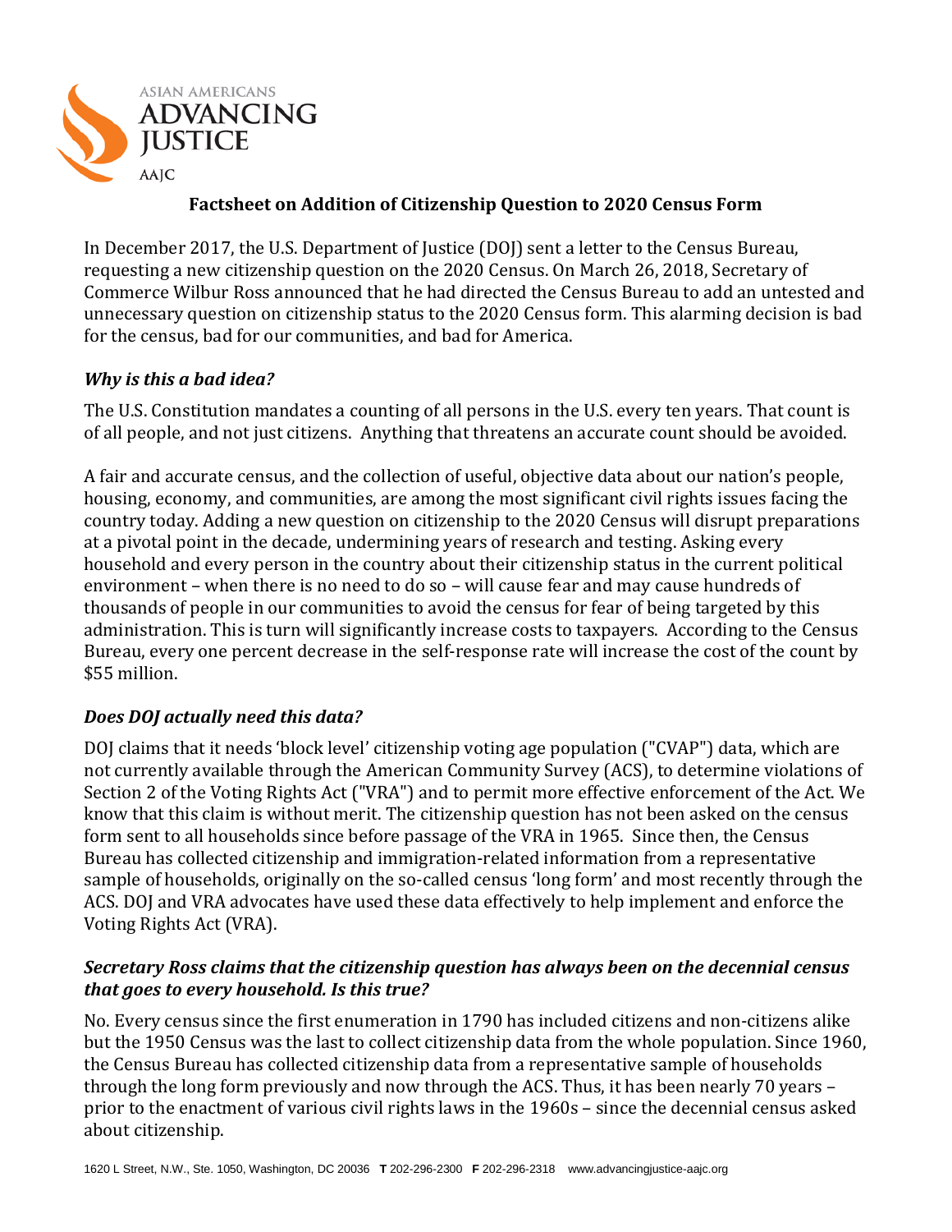ASIAN AMERICANS
**ADVANCING JUSTICE**
AAJC

## Factsheet on Addition of Citizenship Question to 2020 Census Form

In December 2017, the U.S. Department of Justice (DOJ) sent a letter to the Census Bureau, requesting a new citizenship question on the 2020 Census. On March 26, 2018, Secretary of Commerce Wilbur Ross announced that he had directed the Census Bureau to add an untested and unnecessary question on citizenship status to the 2020 Census form. This alarming decision is bad for the census, bad for our communities, and bad for America.

### *Why is this a bad idea?*

The U.S. Constitution mandates a counting of all persons in the U.S. every ten years. That count is of all people, and not just citizens. Anything that threatens an accurate count should be avoided.

A fair and accurate census, and the collection of useful, objective data about our nation's people, housing, economy, and communities, are among the most significant civil rights issues facing the country today. Adding a new question on citizenship to the 2020 Census will disrupt preparations at a pivotal point in the decade, undermining years of research and testing. Asking every household and every person in the country about their citizenship status in the current political environment – when there is no need to do so – will cause fear and may cause hundreds of thousands of people in our communities to avoid the census for fear of being targeted by this administration. This is turn will significantly increase costs to taxpayers. According to the Census Bureau, every one percent decrease in the self-response rate will increase the cost of the count by $55 million.

### *Does DOJ actually need this data?*

DOJ claims that it needs 'block level' citizenship voting age population ("CVAP") data, which are not currently available through the American Community Survey (ACS), to determine violations of Section 2 of the Voting Rights Act ("VRA") and to permit more effective enforcement of the Act. We know that this claim is without merit. The citizenship question has not been asked on the census form sent to all households since before passage of the VRA in 1965. Since then, the Census Bureau has collected citizenship and immigration-related information from a representative sample of households, originally on the so-called census 'long form' and most recently through the ACS. DOJ and VRA advocates have used these data effectively to help implement and enforce the Voting Rights Act (VRA).

### *Secretary Ross claims that the citizenship question has always been on the decennial census that goes to every household. Is this true?*

No. Every census since the first enumeration in 1790 has included citizens and non-citizens alike but the 1950 Census was the last to collect citizenship data from the whole population. Since 1960, the Census Bureau has collected citizenship data from a representative sample of households through the long form previously and now through the ACS. Thus, it has been nearly 70 years – prior to the enactment of various civil rights laws in the 1960s – since the decennial census asked about citizenship.

1620 L Street, N.W., Ste. 1050, Washington, DC 20036 **T** 202-296-2300 **F** 202-296-2318 www.advancingjustice-aajc.org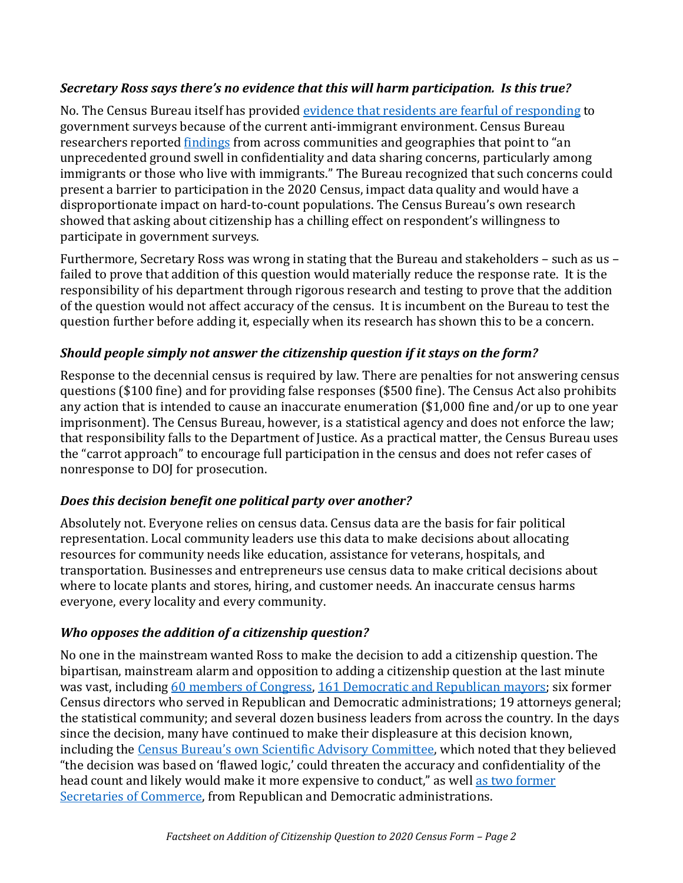### *Secretary Ross says there's no evidence that this will harm participation. Is this true?*

No. The Census Bureau itself has provided evidence that residents are fearful of responding to government surveys because of the current anti-immigrant environment. Census Bureau researchers reported findings from across communities and geographies that point to "an unprecedented ground swell in confidentiality and data sharing concerns, particularly among immigrants or those who live with immigrants." The Bureau recognized that such concerns could present a barrier to participation in the 2020 Census, impact data quality and would have a disproportionate impact on hard-to-count populations. The Census Bureau's own research showed that asking about citizenship has a chilling effect on respondent's willingness to participate in government surveys.

Furthermore, Secretary Ross was wrong in stating that the Bureau and stakeholders – such as us – failed to prove that addition of this question would materially reduce the response rate. It is the responsibility of his department through rigorous research and testing to prove that the addition of the question would not affect accuracy of the census. It is incumbent on the Bureau to test the question further before adding it, especially when its research has shown this to be a concern.

### *Should people simply not answer the citizenship question if it stays on the form?*

Response to the decennial census is required by law. There are penalties for not answering census questions ($100 fine) and for providing false responses ($500 fine). The Census Act also prohibits any action that is intended to cause an inaccurate enumeration ($1,000 fine and/or up to one year imprisonment). The Census Bureau, however, is a statistical agency and does not enforce the law; that responsibility falls to the Department of Justice. As a practical matter, the Census Bureau uses the "carrot approach" to encourage full participation in the census and does not refer cases of nonresponse to DOJ for prosecution.

### *Does this decision benefit one political party over another?*

Absolutely not. Everyone relies on census data. Census data are the basis for fair political representation. Local community leaders use this data to make decisions about allocating resources for community needs like education, assistance for veterans, hospitals, and transportation. Businesses and entrepreneurs use census data to make critical decisions about where to locate plants and stores, hiring, and customer needs. An inaccurate census harms everyone, every locality and every community.

### *Who opposes the addition of a citizenship question?*

No one in the mainstream wanted Ross to make the decision to add a citizenship question. The bipartisan, mainstream alarm and opposition to adding a citizenship question at the last minute was vast, including 60 members of Congress, 161 Democratic and Republican mayors; six former Census directors who served in Republican and Democratic administrations; 19 attorneys general; the statistical community; and several dozen business leaders from across the country. In the days since the decision, many have continued to make their displeasure at this decision known, including the Census Bureau's own Scientific Advisory Committee, which noted that they believed "the decision was based on 'flawed logic,' could threaten the accuracy and confidentiality of the head count and likely would make it more expensive to conduct," as well as two former Secretaries of Commerce, from Republican and Democratic administrations.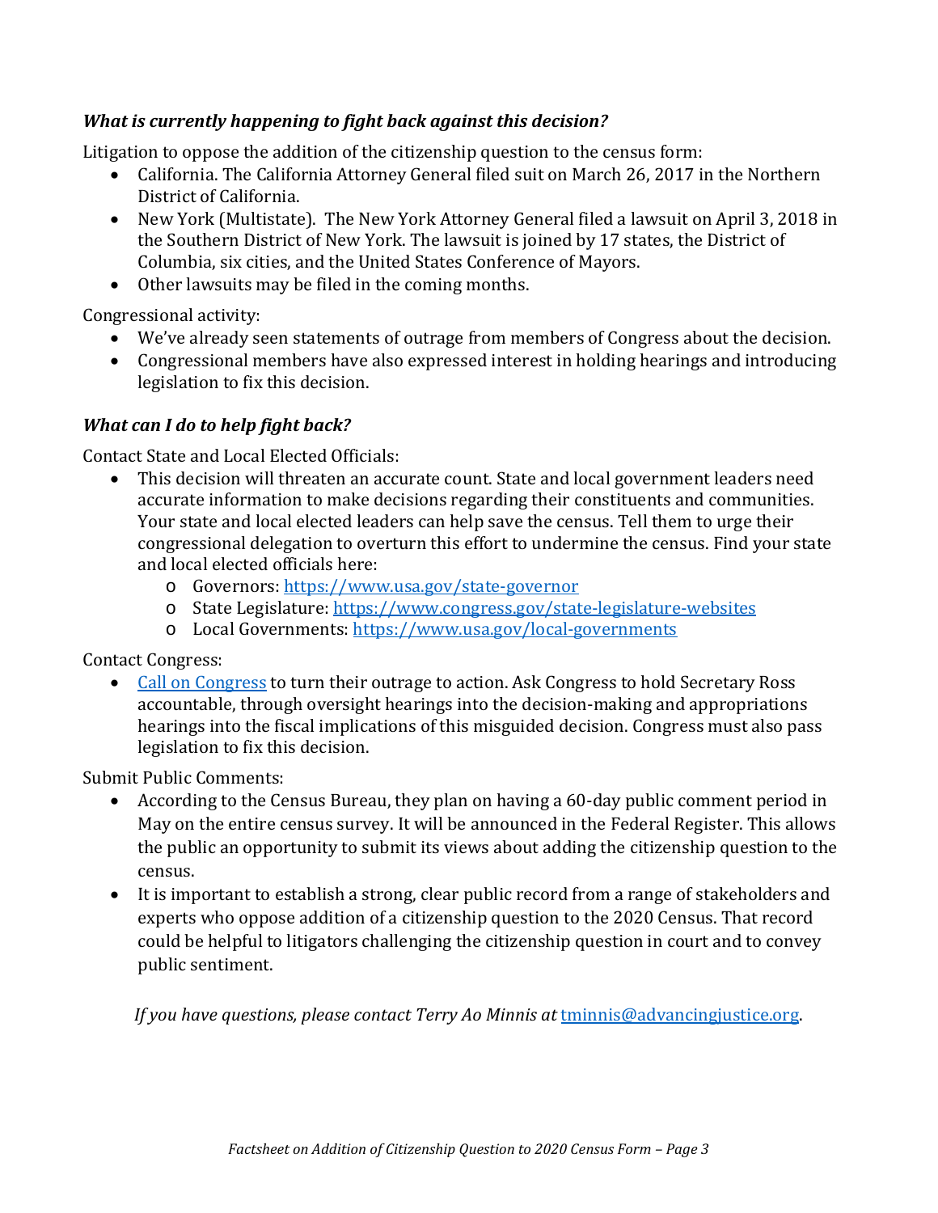### *What is currently happening to fight back against this decision?*

Litigation to oppose the addition of the citizenship question to the census form:

- California. The California Attorney General filed suit on March 26, 2017 in the Northern District of California.
- New York (Multistate). The New York Attorney General filed a lawsuit on April 3, 2018 in the Southern District of New York. The lawsuit is joined by 17 states, the District of Columbia, six cities, and the United States Conference of Mayors.
- Other lawsuits may be filed in the coming months.

Congressional activity:

- We've already seen statements of outrage from members of Congress about the decision.
- Congressional members have also expressed interest in holding hearings and introducing legislation to fix this decision.

### *What can I do to help fight back?*

Contact State and Local Elected Officials:

- This decision will threaten an accurate count. State and local government leaders need accurate information to make decisions regarding their constituents and communities. Your state and local elected leaders can help save the census. Tell them to urge their congressional delegation to overturn this effort to undermine the census. Find your state and local elected officials here:
  - Governors: https://www.usa.gov/state-governor
  - State Legislature: https://www.congress.gov/state-legislature-websites
  - Local Governments: https://www.usa.gov/local-governments

Contact Congress:

- Call on Congress to turn their outrage to action. Ask Congress to hold Secretary Ross accountable, through oversight hearings into the decision-making and appropriations hearings into the fiscal implications of this misguided decision. Congress must also pass legislation to fix this decision.

Submit Public Comments:

- According to the Census Bureau, they plan on having a 60-day public comment period in May on the entire census survey. It will be announced in the Federal Register. This allows the public an opportunity to submit its views about adding the citizenship question to the census.
- It is important to establish a strong, clear public record from a range of stakeholders and experts who oppose addition of a citizenship question to the 2020 Census. That record could be helpful to litigators challenging the citizenship question in court and to convey public sentiment.

*If you have questions, please contact Terry Ao Minnis at* tminnis@advancingjustice.org.